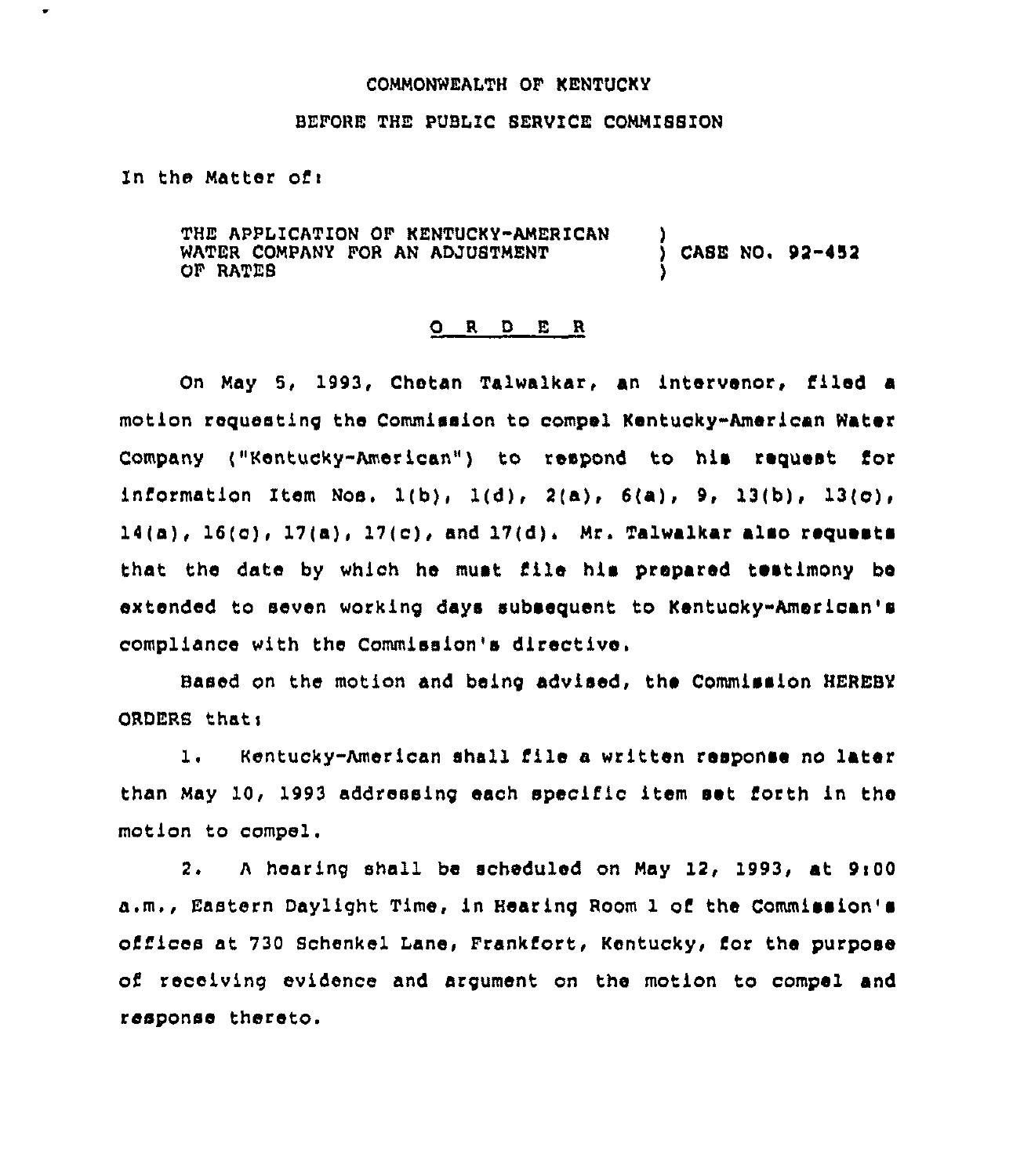COMMONWEALTH OF KENTUCKY

BEFORE THE PUBLIC SERVICE COMMISSION

In the Matter of:

THE APPLICATION OF KENTUCKY-AMERICAN WATER COMPANY FOR AN ADJUSTMENT OF RATES ) CASE NO. 92-452

## ORDER

On May 5, 1993, Chetan Talwalkar, an intervenor, filed a motion requesting the Commission to compel Kentucky-American Water Company ("Kentucky-American") to respond to his request for information Item Nos. 1(b), 1(d), 2(a), 6(a), 9, 13(b), 13(c), 14(a), 16(c), 17(a), 17(c), and 17(d). Mr. Talwalkar also requests that the date by which he must file his prepared testimony be extended to seven working days subsequent to Kentucky-American's compliance with the Commission's directive.

Based on the motion and being advised, the Commission HEREBY ORDERS that:

1. Kentucky-American shall file a written response no later than May 10, 1993 addressing each specific item set forth in the motion to compel.

2. A hearing shall be scheduled on May 12, 1993, at 9:00 a.m., Eastern Daylight Time, in Hearing Room 1 of the Commission's offices at 730 Schenkel Lane, Frankfort, Kentucky, for the purpose of receiving evidence and argument on the motion to compel and response thereto.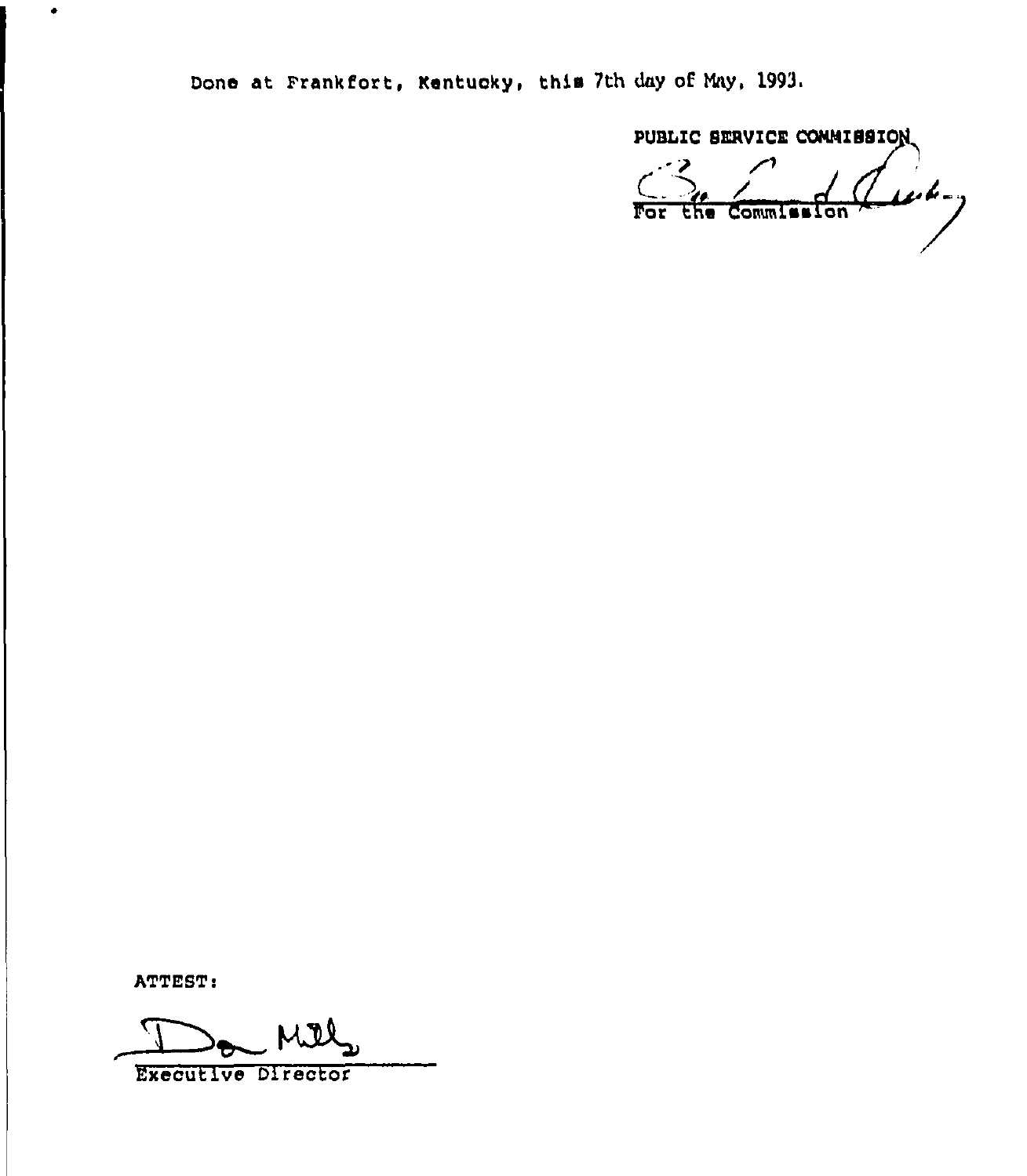Done at Frankfort, Kentucky, this 7th day of May, 1993.

PUBLIC SERVICE COMMISSION

For the Commission

ATTEST:

Executive Director